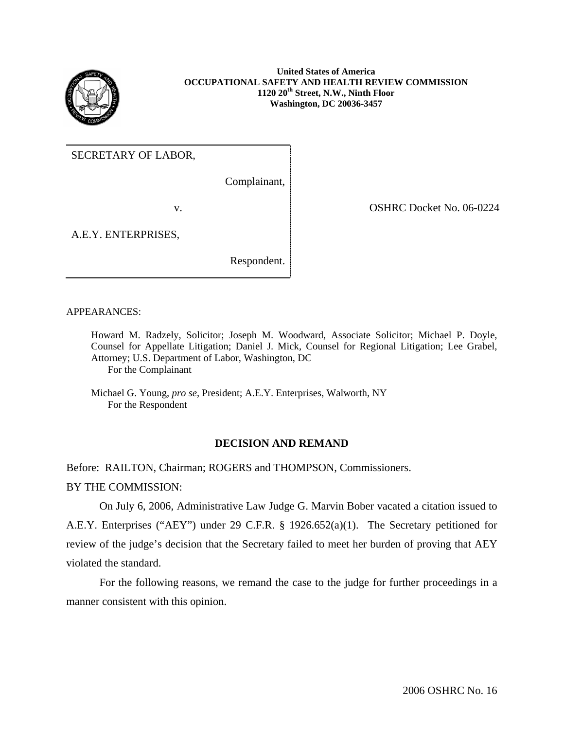**United States of America**
**OCCUPATIONAL SAFETY AND HEALTH REVIEW COMMISSION**
**1120 20th Street, N.W., Ninth Floor**
**Washington, DC 20036-3457**

| | |
|---|---|
| SECRETARY OF LABOR, | |
| Complainant, | |
| v. | OSHRC Docket No. 06-0224 |
| A.E.Y. ENTERPRISES, | |
| Respondent. | |

APPEARANCES:

Howard M. Radzely, Solicitor; Joseph M. Woodward, Associate Solicitor; Michael P. Doyle, Counsel for Appellate Litigation; Daniel J. Mick, Counsel for Regional Litigation; Lee Grabel, Attorney; U.S. Department of Labor, Washington, DC
For the Complainant

Michael G. Young, *pro se*, President; A.E.Y. Enterprises, Walworth, NY
For the Respondent

## DECISION AND REMAND

Before: RAILTON, Chairman; ROGERS and THOMPSON, Commissioners.

BY THE COMMISSION:

On July 6, 2006, Administrative Law Judge G. Marvin Bober vacated a citation issued to A.E.Y. Enterprises ("AEY") under 29 C.F.R. § 1926.652(a)(1). The Secretary petitioned for review of the judge's decision that the Secretary failed to meet her burden of proving that AEY violated the standard.

For the following reasons, we remand the case to the judge for further proceedings in a manner consistent with this opinion.

2006 OSHRC No. 16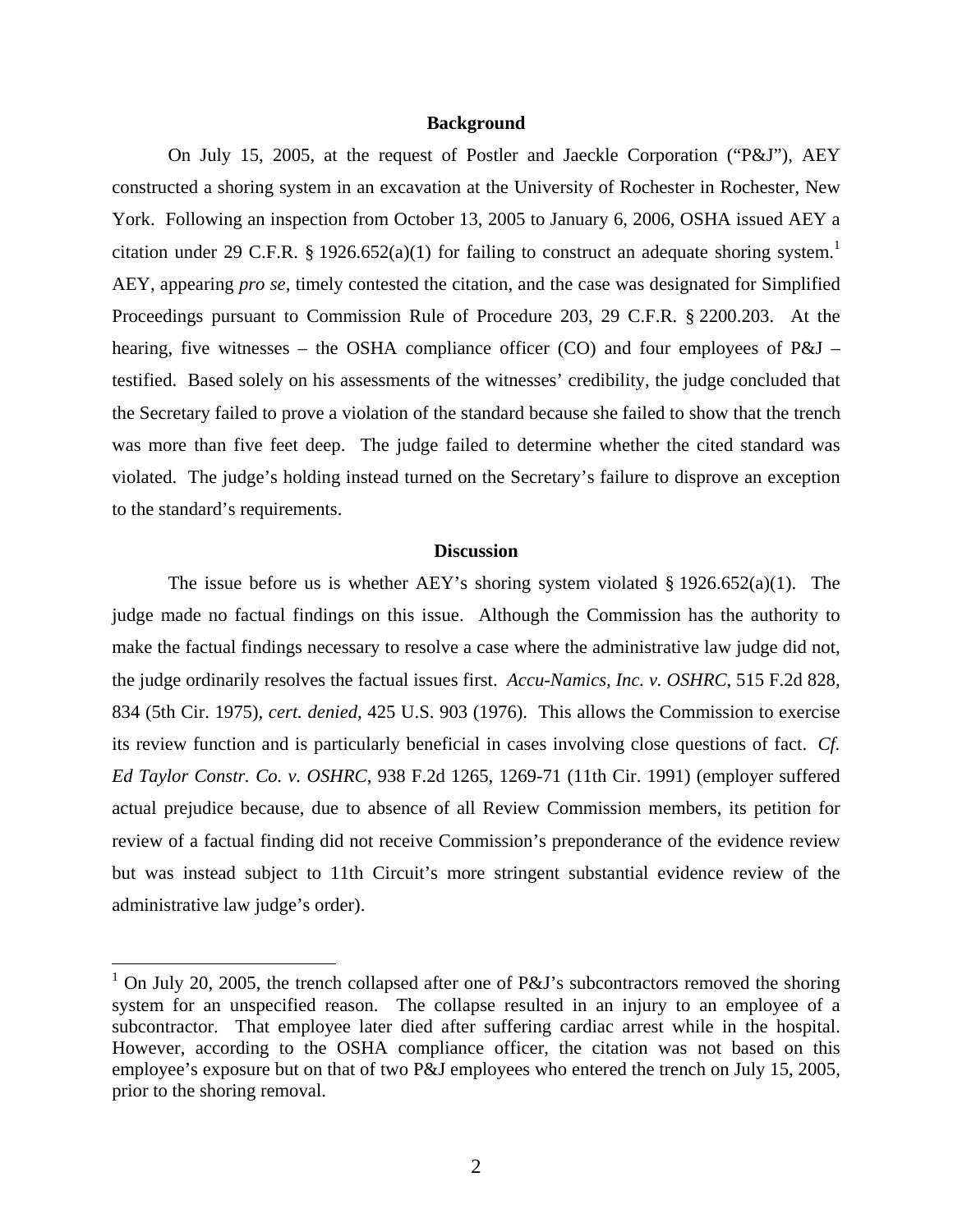## Background

On July 15, 2005, at the request of Postler and Jaeckle Corporation ("P&J"), AEY constructed a shoring system in an excavation at the University of Rochester in Rochester, New York. Following an inspection from October 13, 2005 to January 6, 2006, OSHA issued AEY a citation under 29 C.F.R. § 1926.652(a)(1) for failing to construct an adequate shoring system.[1] AEY, appearing *pro se*, timely contested the citation, and the case was designated for Simplified Proceedings pursuant to Commission Rule of Procedure 203, 29 C.F.R. § 2200.203. At the hearing, five witnesses – the OSHA compliance officer (CO) and four employees of P&J – testified. Based solely on his assessments of the witnesses' credibility, the judge concluded that the Secretary failed to prove a violation of the standard because she failed to show that the trench was more than five feet deep. The judge failed to determine whether the cited standard was violated. The judge's holding instead turned on the Secretary's failure to disprove an exception to the standard's requirements.

## Discussion

The issue before us is whether AEY's shoring system violated § 1926.652(a)(1). The judge made no factual findings on this issue. Although the Commission has the authority to make the factual findings necessary to resolve a case where the administrative law judge did not, the judge ordinarily resolves the factual issues first. *Accu-Namics, Inc. v. OSHRC*, 515 F.2d 828, 834 (5th Cir. 1975), *cert. denied*, 425 U.S. 903 (1976). This allows the Commission to exercise its review function and is particularly beneficial in cases involving close questions of fact. *Cf. Ed Taylor Constr. Co. v. OSHRC*, 938 F.2d 1265, 1269-71 (11th Cir. 1991) (employer suffered actual prejudice because, due to absence of all Review Commission members, its petition for review of a factual finding did not receive Commission's preponderance of the evidence review but was instead subject to 11th Circuit's more stringent substantial evidence review of the administrative law judge's order).

---

[1] On July 20, 2005, the trench collapsed after one of P&J's subcontractors removed the shoring system for an unspecified reason. The collapse resulted in an injury to an employee of a subcontractor. That employee later died after suffering cardiac arrest while in the hospital. However, according to the OSHA compliance officer, the citation was not based on this employee's exposure but on that of two P&J employees who entered the trench on July 15, 2005, prior to the shoring removal.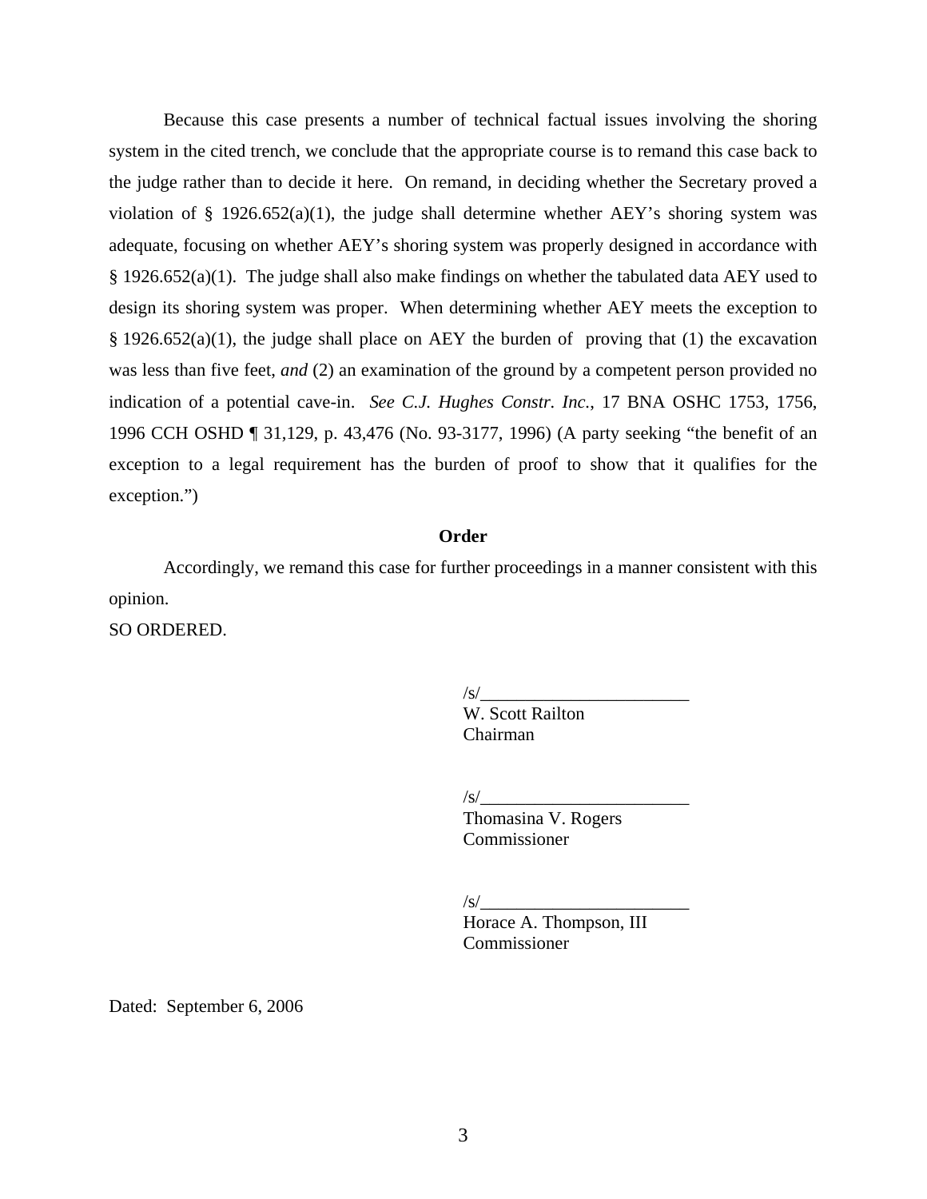Because this case presents a number of technical factual issues involving the shoring system in the cited trench, we conclude that the appropriate course is to remand this case back to the judge rather than to decide it here. On remand, in deciding whether the Secretary proved a violation of § 1926.652(a)(1), the judge shall determine whether AEY's shoring system was adequate, focusing on whether AEY's shoring system was properly designed in accordance with § 1926.652(a)(1). The judge shall also make findings on whether the tabulated data AEY used to design its shoring system was proper. When determining whether AEY meets the exception to § 1926.652(a)(1), the judge shall place on AEY the burden of proving that (1) the excavation was less than five feet, *and* (2) an examination of the ground by a competent person provided no indication of a potential cave-in. *See C.J. Hughes Constr. Inc.*, 17 BNA OSHC 1753, 1756, 1996 CCH OSHD ¶ 31,129, p. 43,476 (No. 93-3177, 1996) (A party seeking "the benefit of an exception to a legal requirement has the burden of proof to show that it qualifies for the exception.")

**Order**

Accordingly, we remand this case for further proceedings in a manner consistent with this opinion.

SO ORDERED.

/s/________________________
W. Scott Railton
Chairman

/s/________________________
Thomasina V. Rogers
Commissioner

/s/________________________
Horace A. Thompson, III
Commissioner

Dated: September 6, 2006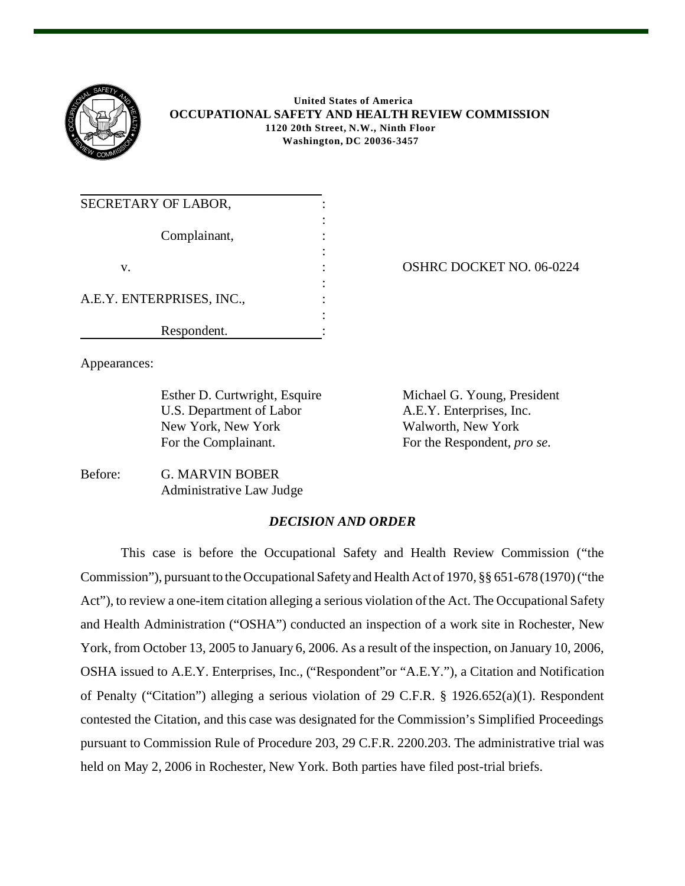**United States of America**
**OCCUPATIONAL SAFETY AND HEALTH REVIEW COMMISSION**
**1120 20th Street, N.W., Ninth Floor**
**Washington, DC 20036-3457**

| | | |
|---|---|---|
| SECRETARY OF LABOR, Complainant, | : | |
| v. | : | OSHRC DOCKET NO. 06-0224 |
| A.E.Y. ENTERPRISES, INC., Respondent. | : | |

Appearances:

| | |
|---|---|
| Esther D. Curtwright, Esquire | Michael G. Young, President |
| U.S. Department of Labor | A.E.Y. Enterprises, Inc. |
| New York, New York | Walworth, New York |
| For the Complainant. | For the Respondent, *pro se.* |

Before: G. MARVIN BOBER
Administrative Law Judge

## *DECISION AND ORDER*

This case is before the Occupational Safety and Health Review Commission ("the Commission"), pursuant to the Occupational Safety and Health Act of 1970, §§ 651-678 (1970) ("the Act"), to review a one-item citation alleging a serious violation of the Act. The Occupational Safety and Health Administration ("OSHA") conducted an inspection of a work site in Rochester, New York, from October 13, 2005 to January 6, 2006. As a result of the inspection, on January 10, 2006, OSHA issued to A.E.Y. Enterprises, Inc., ("Respondent"or "A.E.Y."), a Citation and Notification of Penalty ("Citation") alleging a serious violation of 29 C.F.R. § 1926.652(a)(1). Respondent contested the Citation, and this case was designated for the Commission's Simplified Proceedings pursuant to Commission Rule of Procedure 203, 29 C.F.R. 2200.203. The administrative trial was held on May 2, 2006 in Rochester, New York. Both parties have filed post-trial briefs.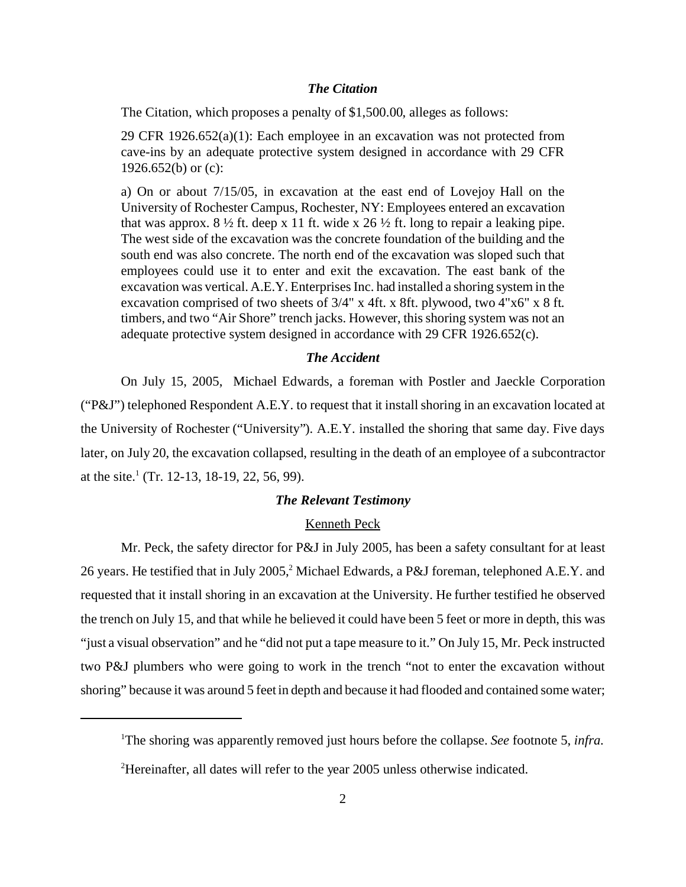### *The Citation*

The Citation, which proposes a penalty of $1,500.00, alleges as follows:

> 29 CFR 1926.652(a)(1): Each employee in an excavation was not protected from cave-ins by an adequate protective system designed in accordance with 29 CFR 1926.652(b) or (c):
>
> a) On or about 7/15/05, in excavation at the east end of Lovejoy Hall on the University of Rochester Campus, Rochester, NY: Employees entered an excavation that was approx. 8 ½ ft. deep x 11 ft. wide x 26 ½ ft. long to repair a leaking pipe. The west side of the excavation was the concrete foundation of the building and the south end was also concrete. The north end of the excavation was sloped such that employees could use it to enter and exit the excavation. The east bank of the excavation was vertical. A.E.Y. Enterprises Inc. had installed a shoring system in the excavation comprised of two sheets of 3/4" x 4ft. x 8ft. plywood, two 4"x6" x 8 ft. timbers, and two "Air Shore" trench jacks. However, this shoring system was not an adequate protective system designed in accordance with 29 CFR 1926.652(c).

### *The Accident*

On July 15, 2005, Michael Edwards, a foreman with Postler and Jaeckle Corporation ("P&J") telephoned Respondent A.E.Y. to request that it install shoring in an excavation located at the University of Rochester ("University"). A.E.Y. installed the shoring that same day. Five days later, on July 20, the excavation collapsed, resulting in the death of an employee of a subcontractor at the site.[1] (Tr. 12-13, 18-19, 22, 56, 99).

### *The Relevant Testimony*

#### Kenneth Peck

Mr. Peck, the safety director for P&J in July 2005, has been a safety consultant for at least 26 years. He testified that in July 2005,[2] Michael Edwards, a P&J foreman, telephoned A.E.Y. and requested that it install shoring in an excavation at the University. He further testified he observed the trench on July 15, and that while he believed it could have been 5 feet or more in depth, this was "just a visual observation" and he "did not put a tape measure to it." On July 15, Mr. Peck instructed two P&J plumbers who were going to work in the trench "not to enter the excavation without shoring" because it was around 5 feet in depth and because it had flooded and contained some water;

---

[1]The shoring was apparently removed just hours before the collapse. *See* footnote 5, *infra*.

[2]Hereinafter, all dates will refer to the year 2005 unless otherwise indicated.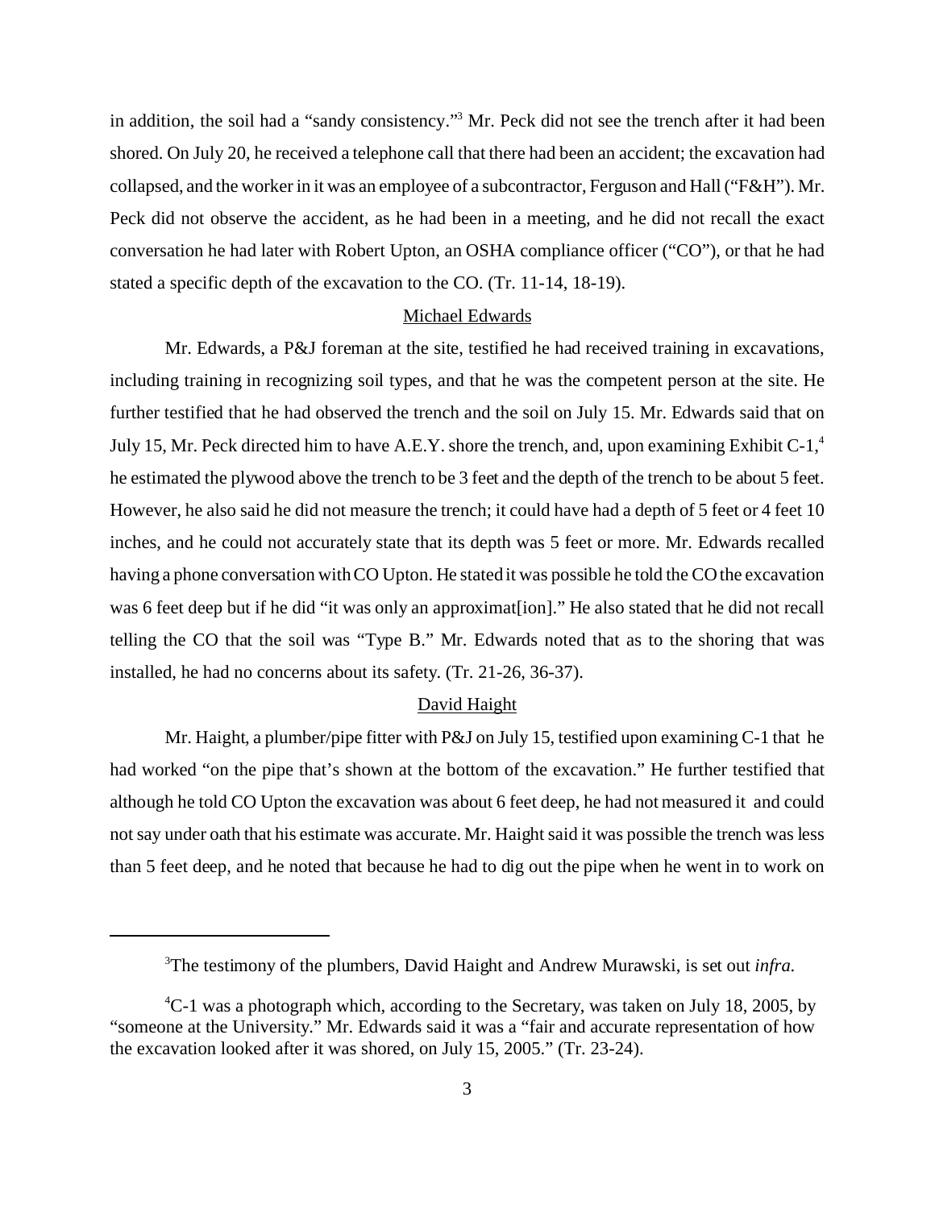in addition, the soil had a "sandy consistency."[3] Mr. Peck did not see the trench after it had been shored. On July 20, he received a telephone call that there had been an accident; the excavation had collapsed, and the worker in it was an employee of a subcontractor, Ferguson and Hall ("F&H"). Mr. Peck did not observe the accident, as he had been in a meeting, and he did not recall the exact conversation he had later with Robert Upton, an OSHA compliance officer ("CO"), or that he had stated a specific depth of the excavation to the CO. (Tr. 11-14, 18-19).

## Michael Edwards

Mr. Edwards, a P&J foreman at the site, testified he had received training in excavations, including training in recognizing soil types, and that he was the competent person at the site. He further testified that he had observed the trench and the soil on July 15. Mr. Edwards said that on July 15, Mr. Peck directed him to have A.E.Y. shore the trench, and, upon examining Exhibit C-1,[4] he estimated the plywood above the trench to be 3 feet and the depth of the trench to be about 5 feet. However, he also said he did not measure the trench; it could have had a depth of 5 feet or 4 feet 10 inches, and he could not accurately state that its depth was 5 feet or more. Mr. Edwards recalled having a phone conversation with CO Upton. He stated it was possible he told the CO the excavation was 6 feet deep but if he did "it was only an approximat[ion]." He also stated that he did not recall telling the CO that the soil was "Type B." Mr. Edwards noted that as to the shoring that was installed, he had no concerns about its safety. (Tr. 21-26, 36-37).

## David Haight

Mr. Haight, a plumber/pipe fitter with P&J on July 15, testified upon examining C-1 that he had worked "on the pipe that's shown at the bottom of the excavation." He further testified that although he told CO Upton the excavation was about 6 feet deep, he had not measured it and could not say under oath that his estimate was accurate. Mr. Haight said it was possible the trench was less than 5 feet deep, and he noted that because he had to dig out the pipe when he went in to work on

---

[3] The testimony of the plumbers, David Haight and Andrew Murawski, is set out *infra*.

[4] C-1 was a photograph which, according to the Secretary, was taken on July 18, 2005, by "someone at the University." Mr. Edwards said it was a "fair and accurate representation of how the excavation looked after it was shored, on July 15, 2005." (Tr. 23-24).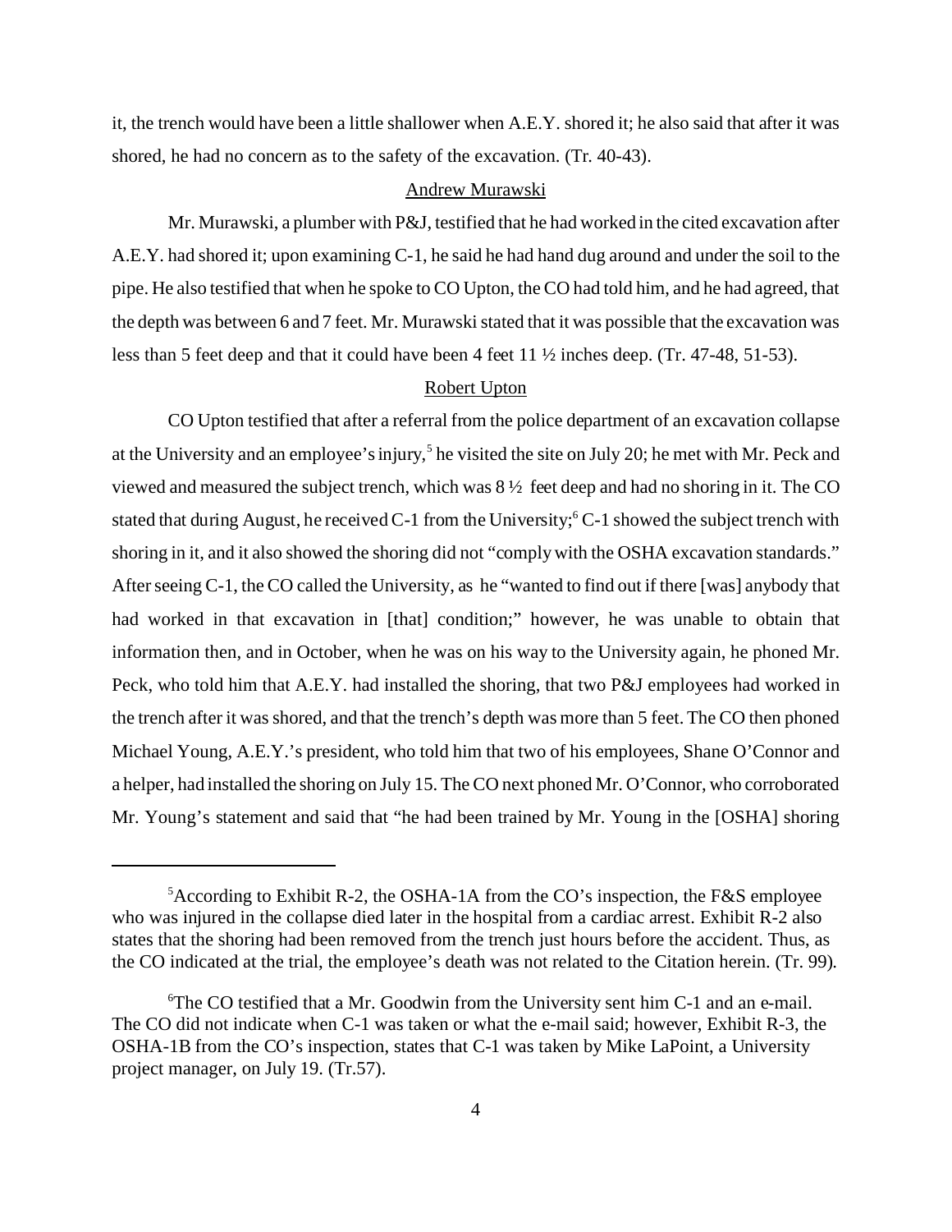it, the trench would have been a little shallower when A.E.Y. shored it; he also said that after it was shored, he had no concern as to the safety of the excavation. (Tr. 40-43).

Andrew Murawski

Mr. Murawski, a plumber with P&J, testified that he had worked in the cited excavation after A.E.Y. had shored it; upon examining C-1, he said he had hand dug around and under the soil to the pipe. He also testified that when he spoke to CO Upton, the CO had told him, and he had agreed, that the depth was between 6 and 7 feet. Mr. Murawski stated that it was possible that the excavation was less than 5 feet deep and that it could have been 4 feet 11 ½ inches deep. (Tr. 47-48, 51-53).

Robert Upton

CO Upton testified that after a referral from the police department of an excavation collapse at the University and an employee's injury,[5] he visited the site on July 20; he met with Mr. Peck and viewed and measured the subject trench, which was 8 ½ feet deep and had no shoring in it. The CO stated that during August, he received C-1 from the University;[6] C-1 showed the subject trench with shoring in it, and it also showed the shoring did not "comply with the OSHA excavation standards." After seeing C-1, the CO called the University, as he "wanted to find out if there [was] anybody that had worked in that excavation in [that] condition;" however, he was unable to obtain that information then, and in October, when he was on his way to the University again, he phoned Mr. Peck, who told him that A.E.Y. had installed the shoring, that two P&J employees had worked in the trench after it was shored, and that the trench's depth was more than 5 feet. The CO then phoned Michael Young, A.E.Y.'s president, who told him that two of his employees, Shane O'Connor and a helper, had installed the shoring on July 15. The CO next phoned Mr. O'Connor, who corroborated Mr. Young's statement and said that "he had been trained by Mr. Young in the [OSHA] shoring

---

[5] According to Exhibit R-2, the OSHA-1A from the CO's inspection, the F&S employee who was injured in the collapse died later in the hospital from a cardiac arrest. Exhibit R-2 also states that the shoring had been removed from the trench just hours before the accident. Thus, as the CO indicated at the trial, the employee's death was not related to the Citation herein. (Tr. 99).

[6] The CO testified that a Mr. Goodwin from the University sent him C-1 and an e-mail. The CO did not indicate when C-1 was taken or what the e-mail said; however, Exhibit R-3, the OSHA-1B from the CO's inspection, states that C-1 was taken by Mike LaPoint, a University project manager, on July 19. (Tr.57).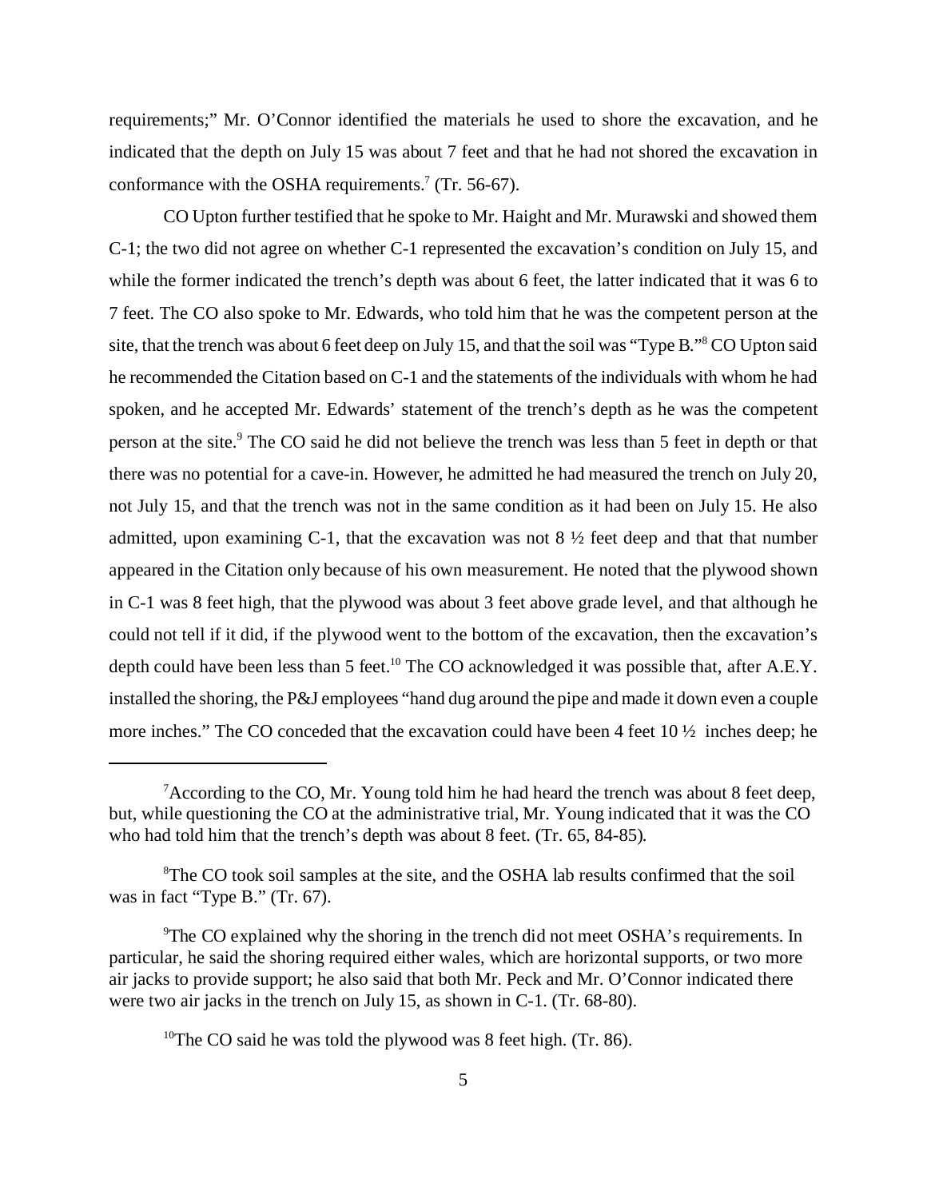requirements;" Mr. O'Connor identified the materials he used to shore the excavation, and he indicated that the depth on July 15 was about 7 feet and that he had not shored the excavation in conformance with the OSHA requirements.[7] (Tr. 56-67).

CO Upton further testified that he spoke to Mr. Haight and Mr. Murawski and showed them C-1; the two did not agree on whether C-1 represented the excavation's condition on July 15, and while the former indicated the trench's depth was about 6 feet, the latter indicated that it was 6 to 7 feet. The CO also spoke to Mr. Edwards, who told him that he was the competent person at the site, that the trench was about 6 feet deep on July 15, and that the soil was "Type B."[8] CO Upton said he recommended the Citation based on C-1 and the statements of the individuals with whom he had spoken, and he accepted Mr. Edwards' statement of the trench's depth as he was the competent person at the site.[9] The CO said he did not believe the trench was less than 5 feet in depth or that there was no potential for a cave-in. However, he admitted he had measured the trench on July 20, not July 15, and that the trench was not in the same condition as it had been on July 15. He also admitted, upon examining C-1, that the excavation was not 8 ½ feet deep and that that number appeared in the Citation only because of his own measurement. He noted that the plywood shown in C-1 was 8 feet high, that the plywood was about 3 feet above grade level, and that although he could not tell if it did, if the plywood went to the bottom of the excavation, then the excavation's depth could have been less than 5 feet.[10] The CO acknowledged it was possible that, after A.E.Y. installed the shoring, the P&J employees "hand dug around the pipe and made it down even a couple more inches." The CO conceded that the excavation could have been 4 feet 10 ½ inches deep; he

---

[7] According to the CO, Mr. Young told him he had heard the trench was about 8 feet deep, but, while questioning the CO at the administrative trial, Mr. Young indicated that it was the CO who had told him that the trench's depth was about 8 feet. (Tr. 65, 84-85).

[8] The CO took soil samples at the site, and the OSHA lab results confirmed that the soil was in fact "Type B." (Tr. 67).

[9] The CO explained why the shoring in the trench did not meet OSHA's requirements. In particular, he said the shoring required either wales, which are horizontal supports, or two more air jacks to provide support; he also said that both Mr. Peck and Mr. O'Connor indicated there were two air jacks in the trench on July 15, as shown in C-1. (Tr. 68-80).

[10] The CO said he was told the plywood was 8 feet high. (Tr. 86).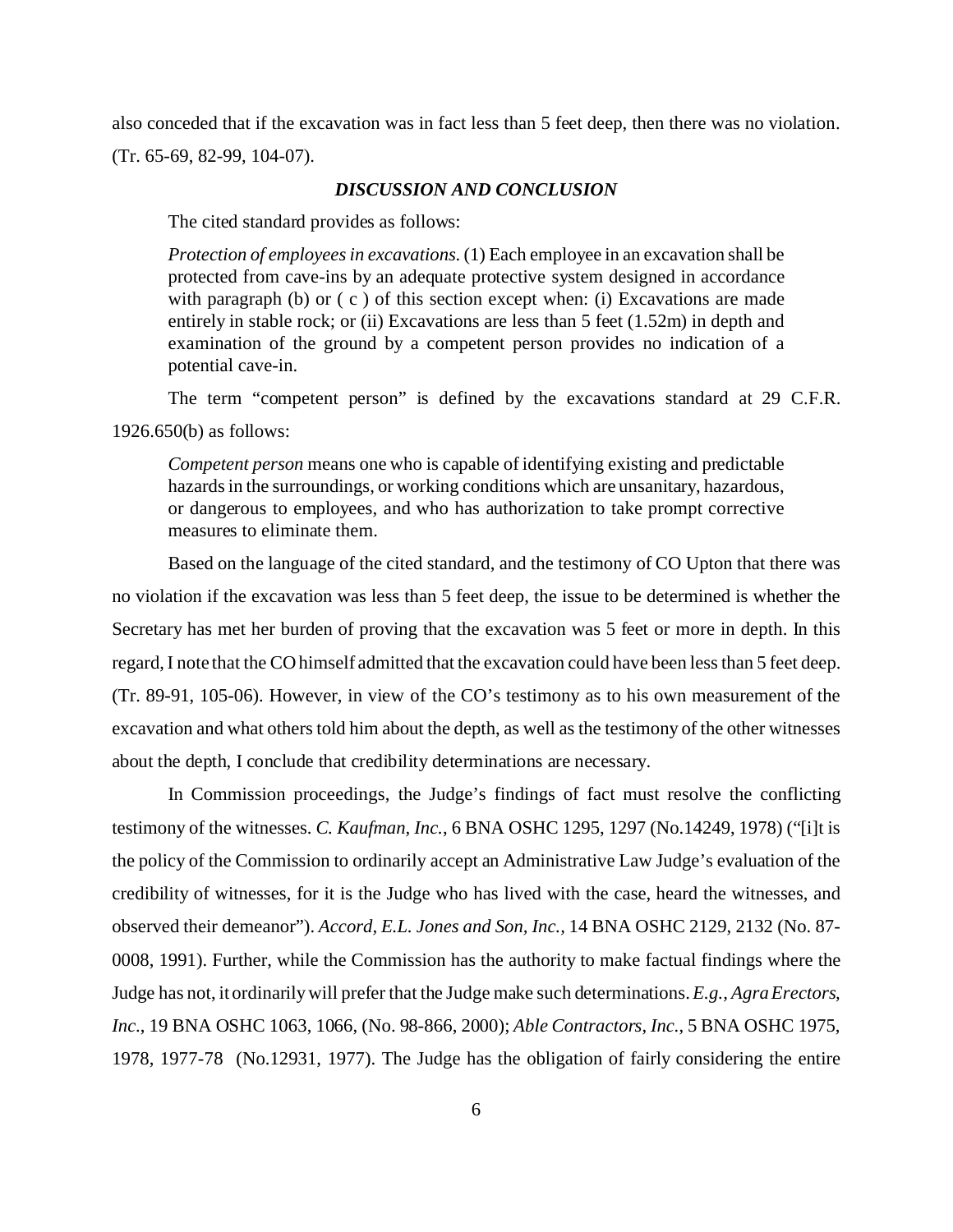also conceded that if the excavation was in fact less than 5 feet deep, then there was no violation. (Tr. 65-69, 82-99, 104-07).

### *DISCUSSION AND CONCLUSION*

The cited standard provides as follows:

> *Protection of employees in excavations.* (1) Each employee in an excavation shall be protected from cave-ins by an adequate protective system designed in accordance with paragraph (b) or ( c ) of this section except when: (i) Excavations are made entirely in stable rock; or (ii) Excavations are less than 5 feet (1.52m) in depth and examination of the ground by a competent person provides no indication of a potential cave-in.

The term "competent person" is defined by the excavations standard at 29 C.F.R. 1926.650(b) as follows:

> *Competent person* means one who is capable of identifying existing and predictable hazards in the surroundings, or working conditions which are unsanitary, hazardous, or dangerous to employees, and who has authorization to take prompt corrective measures to eliminate them.

Based on the language of the cited standard, and the testimony of CO Upton that there was no violation if the excavation was less than 5 feet deep, the issue to be determined is whether the Secretary has met her burden of proving that the excavation was 5 feet or more in depth. In this regard, I note that the CO himself admitted that the excavation could have been less than 5 feet deep. (Tr. 89-91, 105-06). However, in view of the CO's testimony as to his own measurement of the excavation and what others told him about the depth, as well as the testimony of the other witnesses about the depth, I conclude that credibility determinations are necessary.

In Commission proceedings, the Judge's findings of fact must resolve the conflicting testimony of the witnesses. *C. Kaufman, Inc.*, 6 BNA OSHC 1295, 1297 (No.14249, 1978) ("[i]t is the policy of the Commission to ordinarily accept an Administrative Law Judge's evaluation of the credibility of witnesses, for it is the Judge who has lived with the case, heard the witnesses, and observed their demeanor"). *Accord, E.L. Jones and Son, Inc.*, 14 BNA OSHC 2129, 2132 (No. 87-0008, 1991). Further, while the Commission has the authority to make factual findings where the Judge has not, it ordinarily will prefer that the Judge make such determinations. *E.g., Agra Erectors, Inc.*, 19 BNA OSHC 1063, 1066, (No. 98-866, 2000); *Able Contractors, Inc.*, 5 BNA OSHC 1975, 1978, 1977-78 (No.12931, 1977). The Judge has the obligation of fairly considering the entire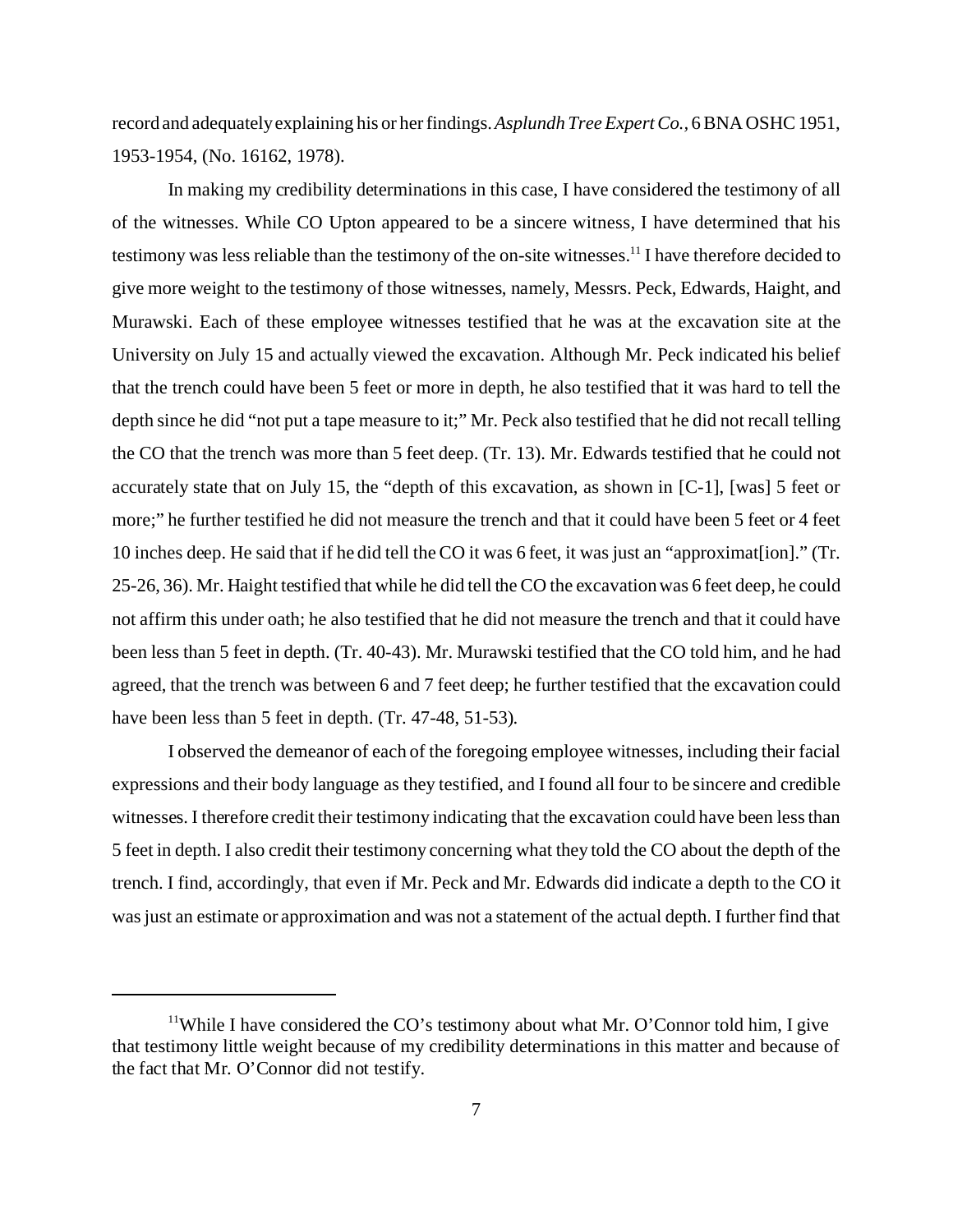record and adequately explaining his or her findings. *Asplundh Tree Expert Co.*, 6 BNA OSHC 1951, 1953-1954, (No. 16162, 1978).

In making my credibility determinations in this case, I have considered the testimony of all of the witnesses. While CO Upton appeared to be a sincere witness, I have determined that his testimony was less reliable than the testimony of the on-site witnesses.[11] I have therefore decided to give more weight to the testimony of those witnesses, namely, Messrs. Peck, Edwards, Haight, and Murawski. Each of these employee witnesses testified that he was at the excavation site at the University on July 15 and actually viewed the excavation. Although Mr. Peck indicated his belief that the trench could have been 5 feet or more in depth, he also testified that it was hard to tell the depth since he did "not put a tape measure to it;" Mr. Peck also testified that he did not recall telling the CO that the trench was more than 5 feet deep. (Tr. 13). Mr. Edwards testified that he could not accurately state that on July 15, the "depth of this excavation, as shown in [C-1], [was] 5 feet or more;" he further testified he did not measure the trench and that it could have been 5 feet or 4 feet 10 inches deep. He said that if he did tell the CO it was 6 feet, it was just an "approximat[ion]." (Tr. 25-26, 36). Mr. Haight testified that while he did tell the CO the excavation was 6 feet deep, he could not affirm this under oath; he also testified that he did not measure the trench and that it could have been less than 5 feet in depth. (Tr. 40-43). Mr. Murawski testified that the CO told him, and he had agreed, that the trench was between 6 and 7 feet deep; he further testified that the excavation could have been less than 5 feet in depth. (Tr. 47-48, 51-53).

I observed the demeanor of each of the foregoing employee witnesses, including their facial expressions and their body language as they testified, and I found all four to be sincere and credible witnesses. I therefore credit their testimony indicating that the excavation could have been less than 5 feet in depth. I also credit their testimony concerning what they told the CO about the depth of the trench. I find, accordingly, that even if Mr. Peck and Mr. Edwards did indicate a depth to the CO it was just an estimate or approximation and was not a statement of the actual depth. I further find that

---

[11] While I have considered the CO's testimony about what Mr. O'Connor told him, I give that testimony little weight because of my credibility determinations in this matter and because of the fact that Mr. O'Connor did not testify.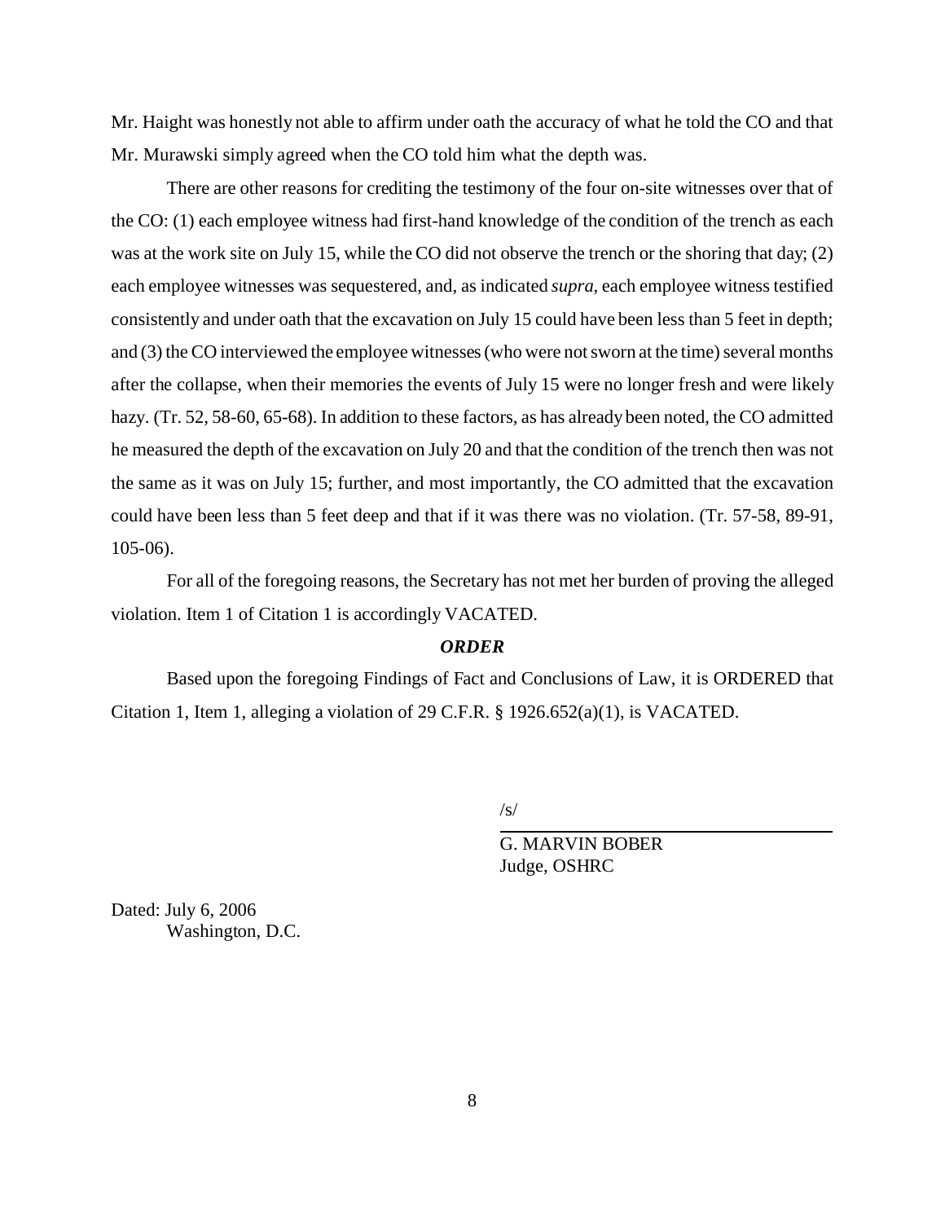Mr. Haight was honestly not able to affirm under oath the accuracy of what he told the CO and that Mr. Murawski simply agreed when the CO told him what the depth was.

There are other reasons for crediting the testimony of the four on-site witnesses over that of the CO: (1) each employee witness had first-hand knowledge of the condition of the trench as each was at the work site on July 15, while the CO did not observe the trench or the shoring that day; (2) each employee witnesses was sequestered, and, as indicated *supra*, each employee witness testified consistently and under oath that the excavation on July 15 could have been less than 5 feet in depth; and (3) the CO interviewed the employee witnesses (who were not sworn at the time) several months after the collapse, when their memories the events of July 15 were no longer fresh and were likely hazy. (Tr. 52, 58-60, 65-68). In addition to these factors, as has already been noted, the CO admitted he measured the depth of the excavation on July 20 and that the condition of the trench then was not the same as it was on July 15; further, and most importantly, the CO admitted that the excavation could have been less than 5 feet deep and that if it was there was no violation. (Tr. 57-58, 89-91, 105-06).

For all of the foregoing reasons, the Secretary has not met her burden of proving the alleged violation. Item 1 of Citation 1 is accordingly VACATED.

***ORDER***

Based upon the foregoing Findings of Fact and Conclusions of Law, it is ORDERED that Citation 1, Item 1, alleging a violation of 29 C.F.R. § 1926.652(a)(1), is VACATED.

/s/

G. MARVIN BOBER
Judge, OSHRC

Dated: July 6, 2006
Washington, D.C.